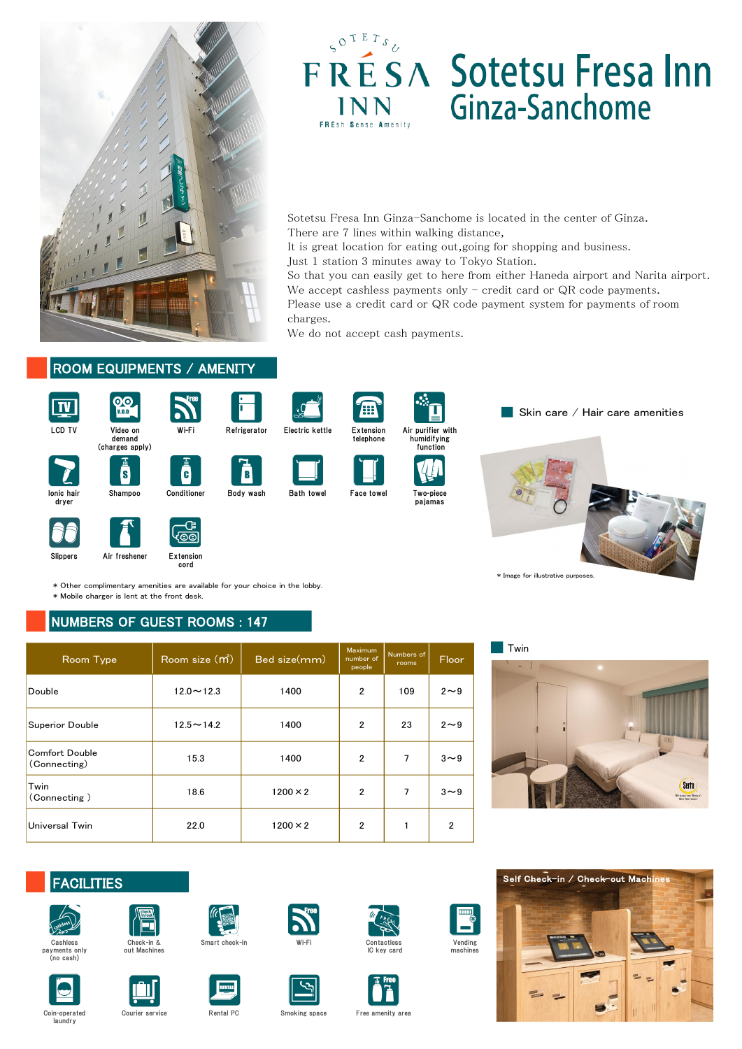# Sotetsu Fresa Inn Ginza-Sanchome

SOTETSU FRESA INN
FREsh・Sense・Amenity

Sotetsu Fresa Inn Ginza-Sanchome is located in the center of Ginza.
There are 7 lines within walking distance,
It is great location for eating out,going for shopping and business.
Just 1 station 3 minutes away to Tokyo Station.
So that you can easily get to here from either Haneda airport and Narita airport.
We accept cashless payments only - credit card or QR code payments.
Please use a credit card or QR code payment system for payments of room charges.
We do not accept cash payments.

## ROOM EQUIPMENTS / AMENITY

- LCD TV
- Video on demand (charges apply)
- Wi-Fi
- Refrigerator
- Electric kettle
- Extension telephone
- Air purifier with humidifying function
- Ionic hair dryer
- Shampoo
- Conditioner
- Body wash
- Bath towel
- Face towel
- Two-piece pajamas
- Slippers
- Air freshener
- Extension cord

＊Other complimentary amenities are available for your choice in the lobby.
＊Mobile charger is lent at the front desk.

### Skin care / Hair care amenities

＊Image for illustrative purposes.

## NUMBERS OF GUEST ROOMS : 147

| Room Type | Room size (㎡) | Bed size(mm) | Maximum number of people | Numbers of rooms | Floor |
|---|---|---|---|---|---|
| Double | 12.0～12.3 | 1400 | 2 | 109 | 2～9 |
| Superior Double | 12.5～14.2 | 1400 | 2 | 23 | 2～9 |
| Comfort Double (Connecting) | 15.3 | 1400 | 2 | 7 | 3～9 |
| Twin (Connecting ) | 18.6 | 1200×2 | 2 | 7 | 3～9 |
| Universal Twin | 22.0 | 1200×2 | 2 | 1 | 2 |

### Twin

## FACILITIES

- Cashless payments only (no cash)
- Check-in & out Machines
- Smart check-in
- Wi-Fi
- Contactless IC key card
- Vending machines
- Coin-operated laundry
- Courier service
- Rental PC
- Smoking space
- Free amenity area

Self Check-in / Check-out Machines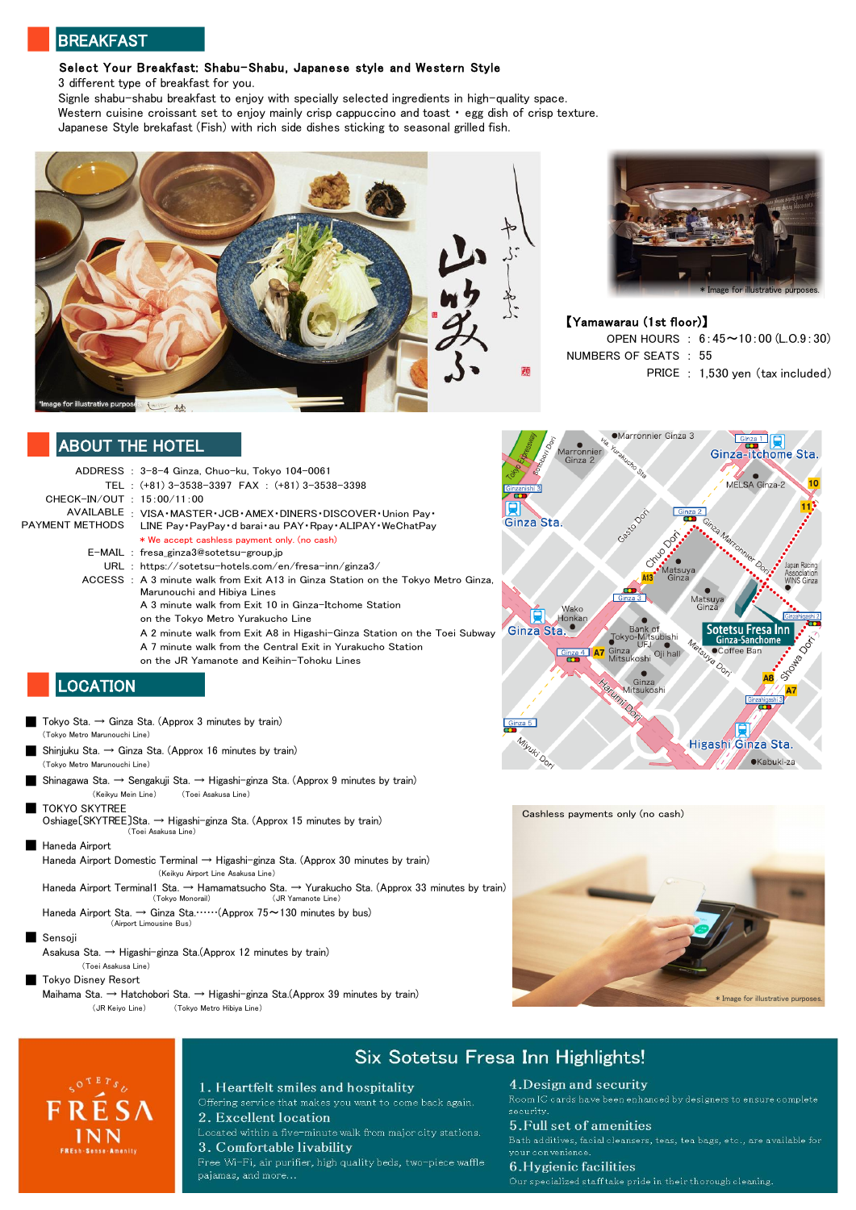## BREAKFAST

**Select Your Breakfast: Shabu-Shabu, Japanese style and Western Style**

3 different type of breakfast for you.
Signle shabu-shabu breakfast to enjoy with specially selected ingredients in high-quality space.
Western cuisine croissant set to enjoy mainly crisp cappuccino and toast・egg dish of crisp texture.
Japanese Style brekafast (Fish) with rich side dishes sticking to seasonal grilled fish.

*Image for illustrative purposes.

＊Image for illustrative purposes.

**【Yamawarau (1st floor)】**

OPEN HOURS : 6:45～10:00 (L.O.9:30)
NUMBERS OF SEATS : 55
PRICE : 1,530 yen (tax included)

## ABOUT THE HOTEL

ADDRESS : 3-8-4 Ginza, Chuo-ku, Tokyo 104-0061
TEL : (+81) 3-3538-3397 FAX : (+81) 3-3538-3398
CHECK-IN/OUT : 15:00/11:00
AVAILABLE PAYMENT METHODS : VISA・MASTER・JCB・AMEX・DINERS・DISCOVER・Union Pay・LINE Pay・PayPay・d barai・au PAY・Rpay・ALIPAY・WeChatPay
＊We accept cashless payment only. (no cash)
E-MAIL : fresa_ginza3@sotetsu-group.jp
URL : https://sotetsu-hotels.com/en/fresa-inn/ginza3/
ACCESS : A 3 minute walk from Exit A13 in Ginza Station on the Tokyo Metro Ginza, Marunouchi and Hibiya Lines
A 3 minute walk from Exit 10 in Ginza-Itchome Station on the Tokyo Metro Yurakucho Line
A 2 minute walk from Exit A8 in Higashi-Ginza Station on the Toei Subway
A 7 minute walk from the Central Exit in Yurakucho Station on the JR Yamanote and Keihin-Tohoku Lines

## LOCATION

- Tokyo Sta. → Ginza Sta. (Approx 3 minutes by train)
  (Tokyo Metro Marunouchi Line)
- Shinjuku Sta. → Ginza Sta. (Approx 16 minutes by train)
  (Tokyo Metro Marunouchi Line)
- Shinagawa Sta. → Sengakuji Sta. → Higashi-ginza Sta. (Approx 9 minutes by train)
  (Keikyu Mein Line) (Toei Asakusa Line)
- TOKYO SKYTREE
  Oshiage[SKYTREE]Sta. → Higashi-ginza Sta. (Approx 15 minutes by train)
  (Toei Asakusa Line)
- Haneda Airport
  Haneda Airport Domestic Terminal → Higashi-ginza Sta. (Approx 30 minutes by train)
  (Keikyu Airport Line Asakusa Line)
  Haneda Airport Terminal1 Sta. → Hamamatsucho Sta. → Yurakucho Sta. (Approx 33 minutes by train)
  (Tokyo Monorail) (JR Yamanote Line)
  Haneda Airport Sta. → Ginza Sta.……(Approx 75～130 minutes by bus)
  (Airport Limousine Bus)
- Sensoji
  Asakusa Sta. → Higashi-ginza Sta.(Approx 12 minutes by train)
  (Toei Asakusa Line)
- Tokyo Disney Resort
  Maihama Sta. → Hatchobori Sta. → Higashi-ginza Sta.(Approx 39 minutes by train)
  (JR Keiyo Line) (Tokyo Metro Hibiya Line)

Cashless payments only (no cash)

＊Image for illustrative purposes.

## Six Sotetsu Fresa Inn Highlights!

**1. Heartfelt smiles and hospitality**
Offering service that makes you want to come back again.

**2. Excellent location**
Located within a five-minute walk from major city stations.

**3. Comfortable livability**
Free Wi-Fi, air purifier, high quality beds, two-piece waffle pajamas, and more...

**4.Design and security**
Room IC cards have been enhanced by designers to ensure complete security.

**5.Full set of amenities**
Bath additives, facial cleansers, teas, tea bags, etc., are available for your convenience.

**6.Hygienic facilities**
Our specialized staff take pride in their thorough cleaning.